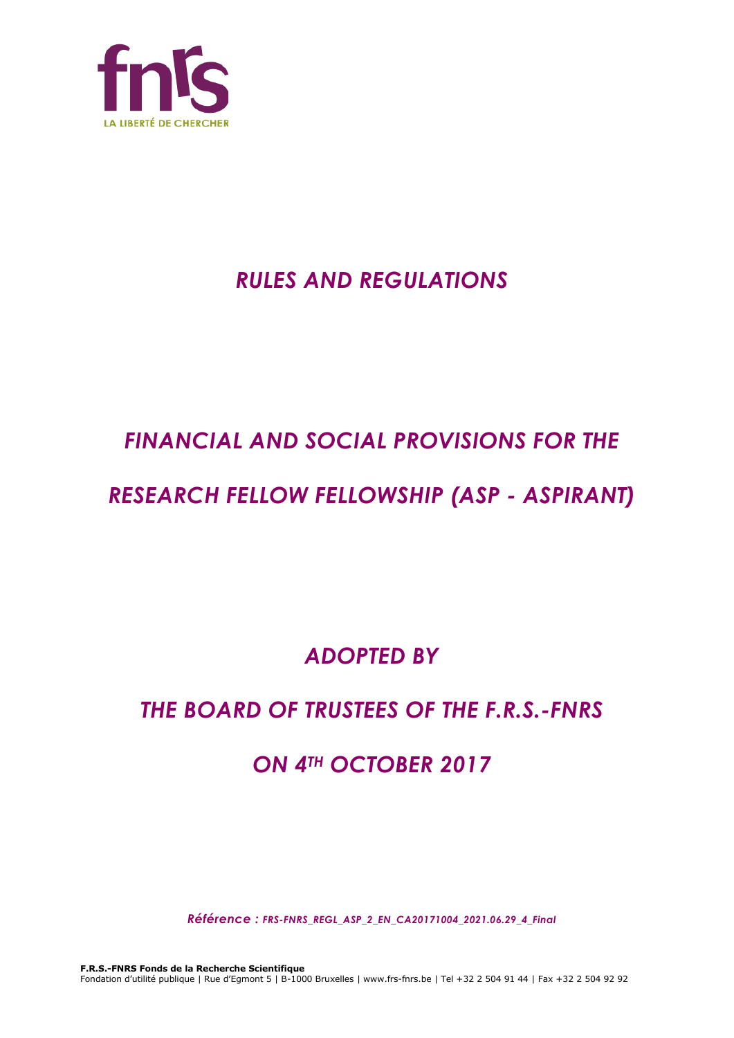# RULES AND REGULATIONS

# FINANCIAL AND SOCIAL PROVISIONS FOR THE RESEARCH FELLOW FELLOWSHIP (ASP - ASPIRANT)

## ADOPTED BY

## THE BOARD OF TRUSTEES OF THE F.R.S.-FNRS

## ON 4TH OCTOBER 2017

***Référence : FRS-FNRS_REGL_ASP_2_EN_CA20171004_2021.06.29_4_Final***

**F.R.S.-FNRS Fonds de la Recherche Scientifique**
Fondation d'utilité publique | Rue d'Egmont 5 | B-1000 Bruxelles | www.frs-fnrs.be | Tel +32 2 504 91 44 | Fax +32 2 504 92 92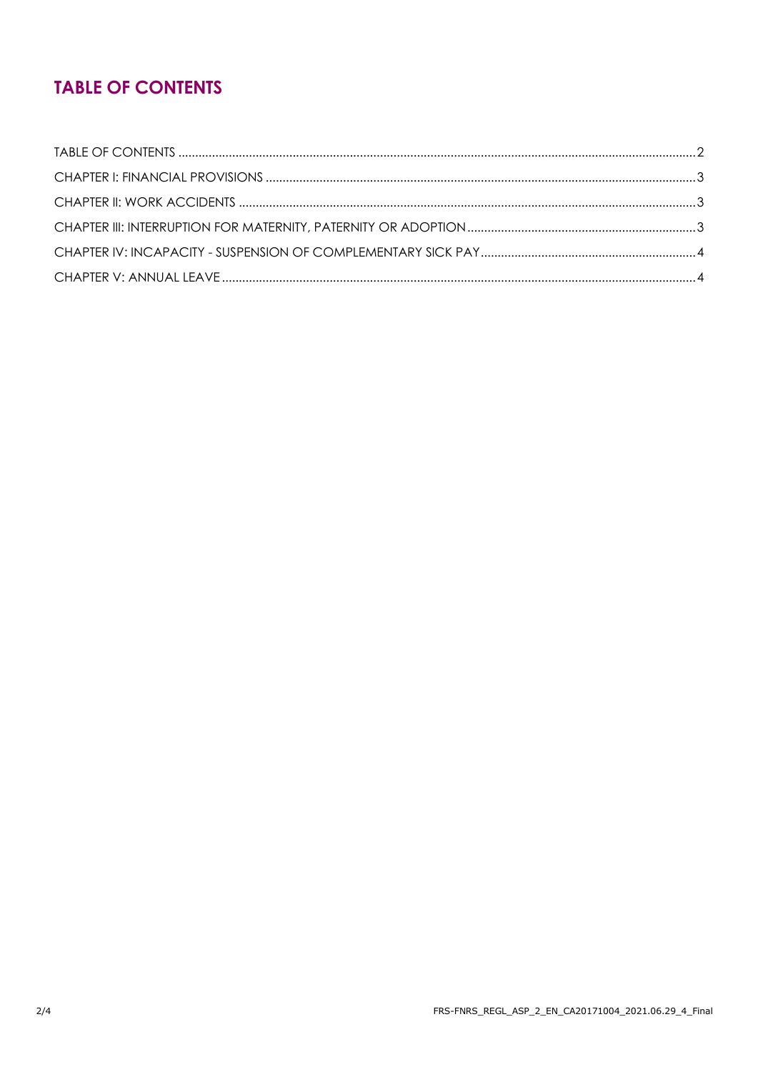# TABLE OF CONTENTS

TABLE OF CONTENTS ........................................................................................................................................... 2

CHAPTER I: FINANCIAL PROVISIONS ................................................................................................................ 3

CHAPTER II: WORK ACCIDENTS ........................................................................................................................ 3

CHAPTER III: INTERRUPTION FOR MATERNITY, PATERNITY OR ADOPTION .................................................................... 3

CHAPTER IV: INCAPACITY - SUSPENSION OF COMPLEMENTARY SICK PAY ................................................................ 4

CHAPTER V: ANNUAL LEAVE ............................................................................................................................. 4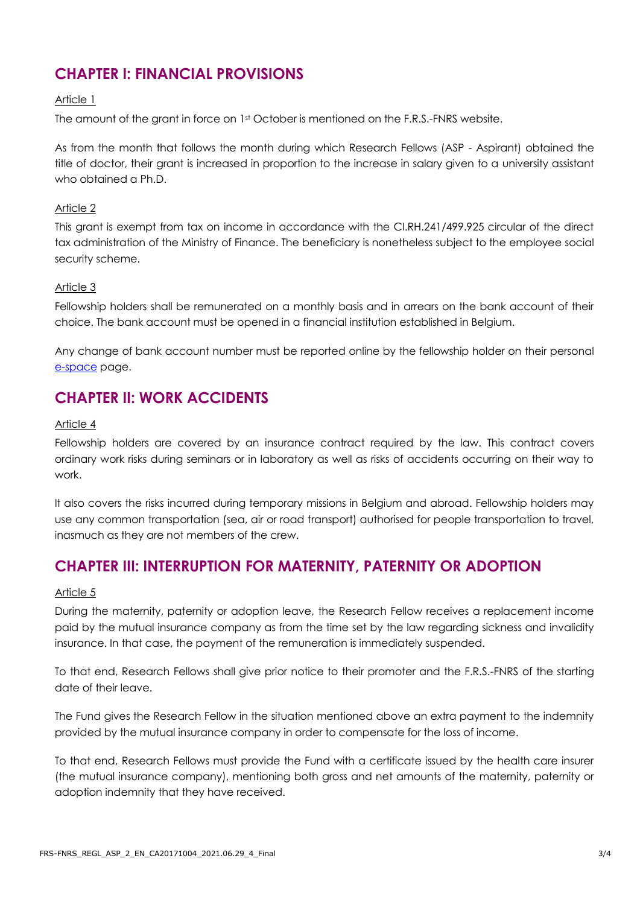## CHAPTER I: FINANCIAL PROVISIONS

Article 1

The amount of the grant in force on 1st October is mentioned on the F.R.S.-FNRS website.

As from the month that follows the month during which Research Fellows (ASP - Aspirant) obtained the title of doctor, their grant is increased in proportion to the increase in salary given to a university assistant who obtained a Ph.D.

Article 2

This grant is exempt from tax on income in accordance with the CI.RH.241/499.925 circular of the direct tax administration of the Ministry of Finance. The beneficiary is nonetheless subject to the employee social security scheme.

Article 3

Fellowship holders shall be remunerated on a monthly basis and in arrears on the bank account of their choice. The bank account must be opened in a financial institution established in Belgium.

Any change of bank account number must be reported online by the fellowship holder on their personal e-space page.

## CHAPTER II: WORK ACCIDENTS

Article 4

Fellowship holders are covered by an insurance contract required by the law. This contract covers ordinary work risks during seminars or in laboratory as well as risks of accidents occurring on their way to work.

It also covers the risks incurred during temporary missions in Belgium and abroad. Fellowship holders may use any common transportation (sea, air or road transport) authorised for people transportation to travel, inasmuch as they are not members of the crew.

## CHAPTER III: INTERRUPTION FOR MATERNITY, PATERNITY OR ADOPTION

Article 5

During the maternity, paternity or adoption leave, the Research Fellow receives a replacement income paid by the mutual insurance company as from the time set by the law regarding sickness and invalidity insurance. In that case, the payment of the remuneration is immediately suspended.

To that end, Research Fellows shall give prior notice to their promoter and the F.R.S.-FNRS of the starting date of their leave.

The Fund gives the Research Fellow in the situation mentioned above an extra payment to the indemnity provided by the mutual insurance company in order to compensate for the loss of income.

To that end, Research Fellows must provide the Fund with a certificate issued by the health care insurer (the mutual insurance company), mentioning both gross and net amounts of the maternity, paternity or adoption indemnity that they have received.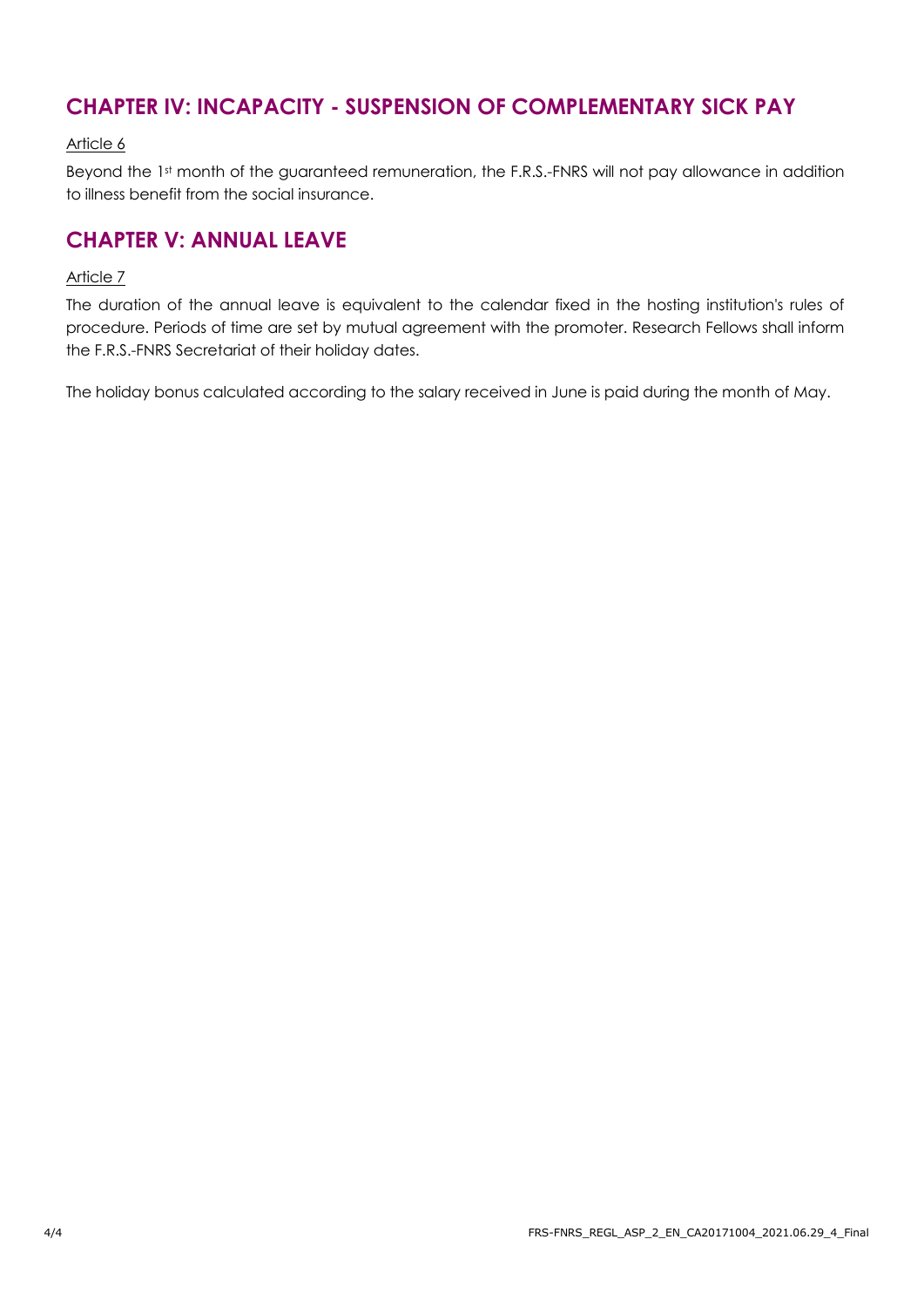## CHAPTER IV: INCAPACITY - SUSPENSION OF COMPLEMENTARY SICK PAY

Article 6

Beyond the 1st month of the guaranteed remuneration, the F.R.S.-FNRS will not pay allowance in addition to illness benefit from the social insurance.

## CHAPTER V: ANNUAL LEAVE

Article 7

The duration of the annual leave is equivalent to the calendar fixed in the hosting institution's rules of procedure. Periods of time are set by mutual agreement with the promoter. Research Fellows shall inform the F.R.S.-FNRS Secretariat of their holiday dates.

The holiday bonus calculated according to the salary received in June is paid during the month of May.